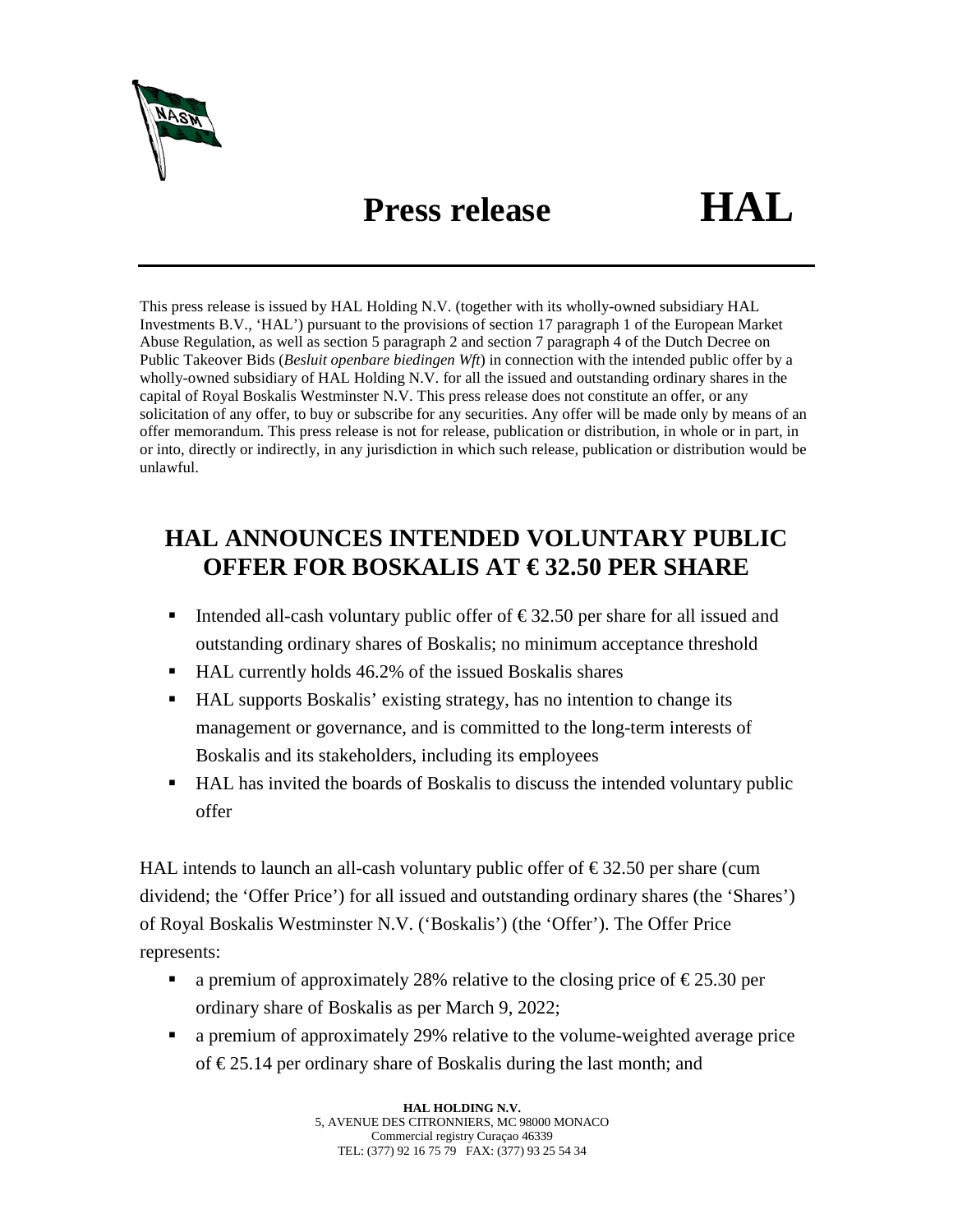# Press release HAL

This press release is issued by HAL Holding N.V. (together with its wholly-owned subsidiary HAL Investments B.V., 'HAL') pursuant to the provisions of section 17 paragraph 1 of the European Market Abuse Regulation, as well as section 5 paragraph 2 and section 7 paragraph 4 of the Dutch Decree on Public Takeover Bids (*Besluit openbare biedingen Wft*) in connection with the intended public offer by a wholly-owned subsidiary of HAL Holding N.V. for all the issued and outstanding ordinary shares in the capital of Royal Boskalis Westminster N.V. This press release does not constitute an offer, or any solicitation of any offer, to buy or subscribe for any securities. Any offer will be made only by means of an offer memorandum. This press release is not for release, publication or distribution, in whole or in part, in or into, directly or indirectly, in any jurisdiction in which such release, publication or distribution would be unlawful.

## HAL ANNOUNCES INTENDED VOLUNTARY PUBLIC OFFER FOR BOSKALIS AT € 32.50 PER SHARE

- Intended all-cash voluntary public offer of € 32.50 per share for all issued and outstanding ordinary shares of Boskalis; no minimum acceptance threshold
- HAL currently holds 46.2% of the issued Boskalis shares
- HAL supports Boskalis' existing strategy, has no intention to change its management or governance, and is committed to the long-term interests of Boskalis and its stakeholders, including its employees
- HAL has invited the boards of Boskalis to discuss the intended voluntary public offer

HAL intends to launch an all-cash voluntary public offer of € 32.50 per share (cum dividend; the 'Offer Price') for all issued and outstanding ordinary shares (the 'Shares') of Royal Boskalis Westminster N.V. ('Boskalis') (the 'Offer'). The Offer Price represents:

- a premium of approximately 28% relative to the closing price of € 25.30 per ordinary share of Boskalis as per March 9, 2022;
- a premium of approximately 29% relative to the volume-weighted average price of € 25.14 per ordinary share of Boskalis during the last month; and

**HAL HOLDING N.V.**
5, AVENUE DES CITRONNIERS, MC 98000 MONACO
Commercial registry Curaçao 46339
TEL: (377) 92 16 75 79 FAX: (377) 93 25 54 34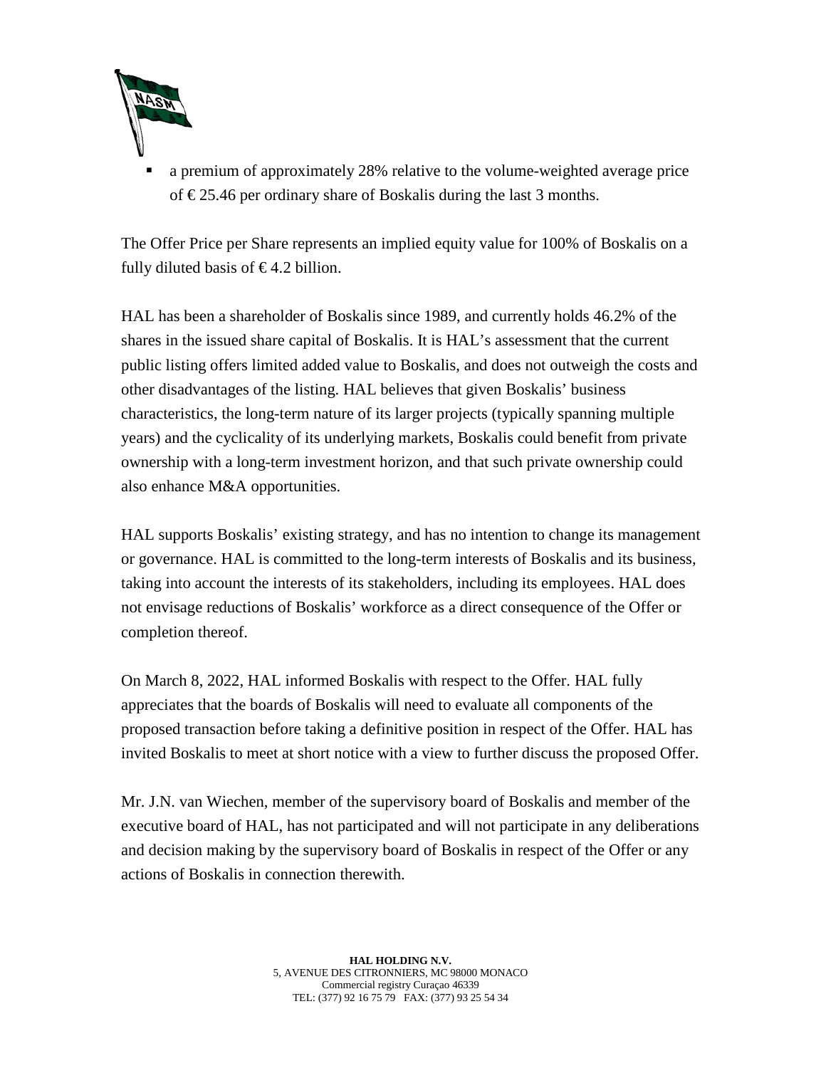- a premium of approximately 28% relative to the volume-weighted average price of € 25.46 per ordinary share of Boskalis during the last 3 months.

The Offer Price per Share represents an implied equity value for 100% of Boskalis on a fully diluted basis of € 4.2 billion.

HAL has been a shareholder of Boskalis since 1989, and currently holds 46.2% of the shares in the issued share capital of Boskalis. It is HAL's assessment that the current public listing offers limited added value to Boskalis, and does not outweigh the costs and other disadvantages of the listing. HAL believes that given Boskalis' business characteristics, the long-term nature of its larger projects (typically spanning multiple years) and the cyclicality of its underlying markets, Boskalis could benefit from private ownership with a long-term investment horizon, and that such private ownership could also enhance M&A opportunities.

HAL supports Boskalis' existing strategy, and has no intention to change its management or governance. HAL is committed to the long-term interests of Boskalis and its business, taking into account the interests of its stakeholders, including its employees. HAL does not envisage reductions of Boskalis' workforce as a direct consequence of the Offer or completion thereof.

On March 8, 2022, HAL informed Boskalis with respect to the Offer. HAL fully appreciates that the boards of Boskalis will need to evaluate all components of the proposed transaction before taking a definitive position in respect of the Offer. HAL has invited Boskalis to meet at short notice with a view to further discuss the proposed Offer.

Mr. J.N. van Wiechen, member of the supervisory board of Boskalis and member of the executive board of HAL, has not participated and will not participate in any deliberations and decision making by the supervisory board of Boskalis in respect of the Offer or any actions of Boskalis in connection therewith.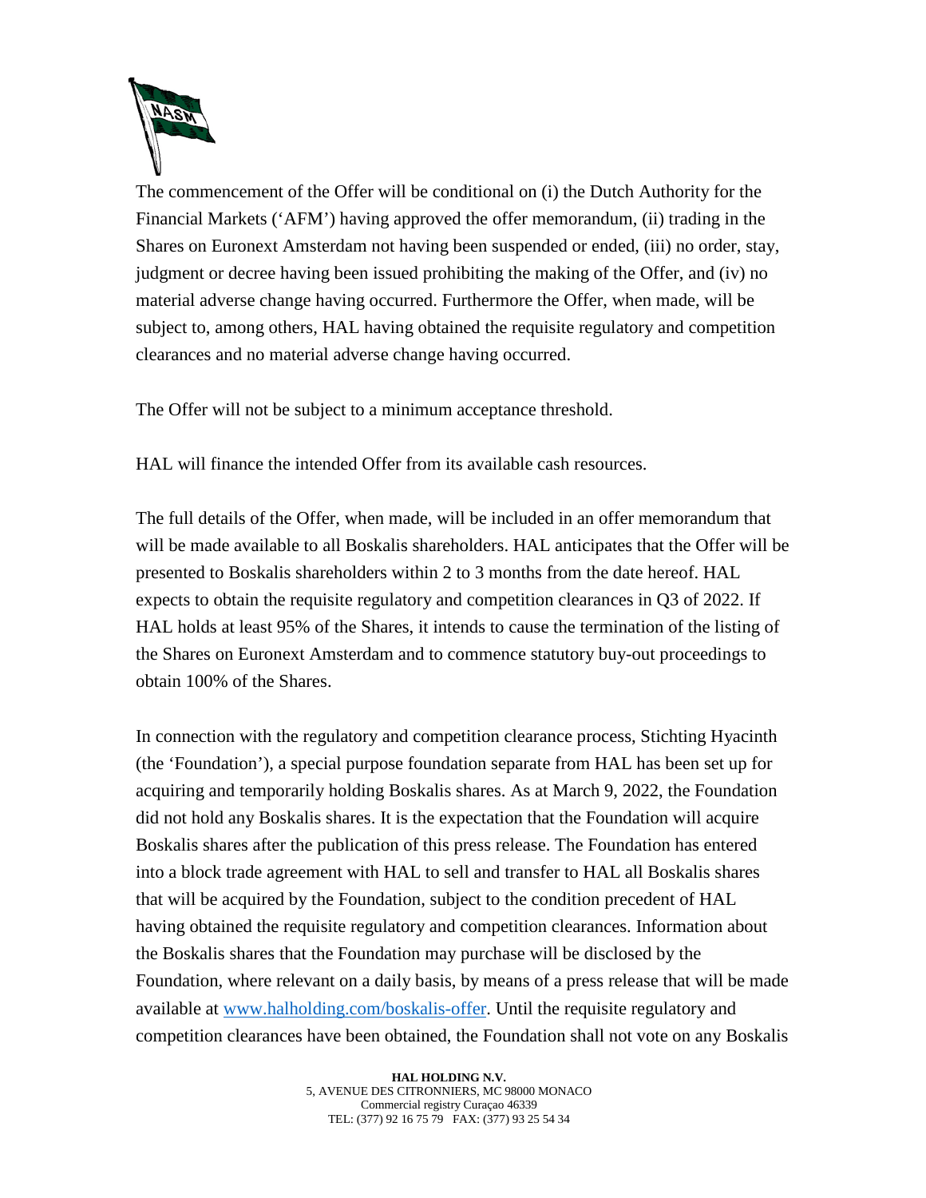The commencement of the Offer will be conditional on (i) the Dutch Authority for the Financial Markets (‘AFM’) having approved the offer memorandum, (ii) trading in the Shares on Euronext Amsterdam not having been suspended or ended, (iii) no order, stay, judgment or decree having been issued prohibiting the making of the Offer, and (iv) no material adverse change having occurred. Furthermore the Offer, when made, will be subject to, among others, HAL having obtained the requisite regulatory and competition clearances and no material adverse change having occurred.

The Offer will not be subject to a minimum acceptance threshold.

HAL will finance the intended Offer from its available cash resources.

The full details of the Offer, when made, will be included in an offer memorandum that will be made available to all Boskalis shareholders. HAL anticipates that the Offer will be presented to Boskalis shareholders within 2 to 3 months from the date hereof. HAL expects to obtain the requisite regulatory and competition clearances in Q3 of 2022. If HAL holds at least 95% of the Shares, it intends to cause the termination of the listing of the Shares on Euronext Amsterdam and to commence statutory buy-out proceedings to obtain 100% of the Shares.

In connection with the regulatory and competition clearance process, Stichting Hyacinth (the ‘Foundation’), a special purpose foundation separate from HAL has been set up for acquiring and temporarily holding Boskalis shares. As at March 9, 2022, the Foundation did not hold any Boskalis shares. It is the expectation that the Foundation will acquire Boskalis shares after the publication of this press release. The Foundation has entered into a block trade agreement with HAL to sell and transfer to HAL all Boskalis shares that will be acquired by the Foundation, subject to the condition precedent of HAL having obtained the requisite regulatory and competition clearances. Information about the Boskalis shares that the Foundation may purchase will be disclosed by the Foundation, where relevant on a daily basis, by means of a press release that will be made available at www.halholding.com/boskalis-offer. Until the requisite regulatory and competition clearances have been obtained, the Foundation shall not vote on any Boskalis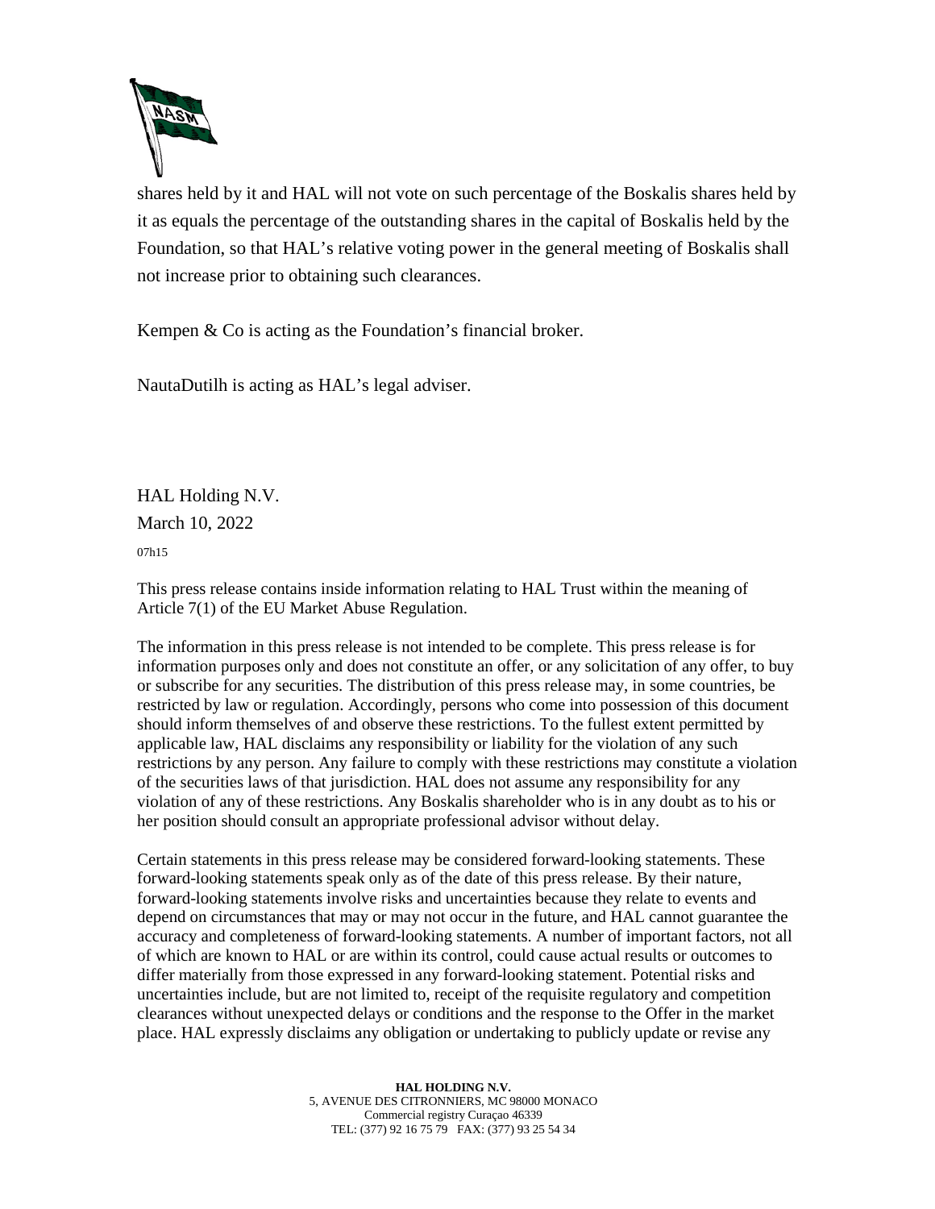shares held by it and HAL will not vote on such percentage of the Boskalis shares held by it as equals the percentage of the outstanding shares in the capital of Boskalis held by the Foundation, so that HAL's relative voting power in the general meeting of Boskalis shall not increase prior to obtaining such clearances.

Kempen & Co is acting as the Foundation's financial broker.

NautaDutilh is acting as HAL's legal adviser.

HAL Holding N.V.

March 10, 2022

07h15

This press release contains inside information relating to HAL Trust within the meaning of Article 7(1) of the EU Market Abuse Regulation.

The information in this press release is not intended to be complete. This press release is for information purposes only and does not constitute an offer, or any solicitation of any offer, to buy or subscribe for any securities. The distribution of this press release may, in some countries, be restricted by law or regulation. Accordingly, persons who come into possession of this document should inform themselves of and observe these restrictions. To the fullest extent permitted by applicable law, HAL disclaims any responsibility or liability for the violation of any such restrictions by any person. Any failure to comply with these restrictions may constitute a violation of the securities laws of that jurisdiction. HAL does not assume any responsibility for any violation of any of these restrictions. Any Boskalis shareholder who is in any doubt as to his or her position should consult an appropriate professional advisor without delay.

Certain statements in this press release may be considered forward-looking statements. These forward-looking statements speak only as of the date of this press release. By their nature, forward-looking statements involve risks and uncertainties because they relate to events and depend on circumstances that may or may not occur in the future, and HAL cannot guarantee the accuracy and completeness of forward-looking statements. A number of important factors, not all of which are known to HAL or are within its control, could cause actual results or outcomes to differ materially from those expressed in any forward-looking statement. Potential risks and uncertainties include, but are not limited to, receipt of the requisite regulatory and competition clearances without unexpected delays or conditions and the response to the Offer in the market place. HAL expressly disclaims any obligation or undertaking to publicly update or revise any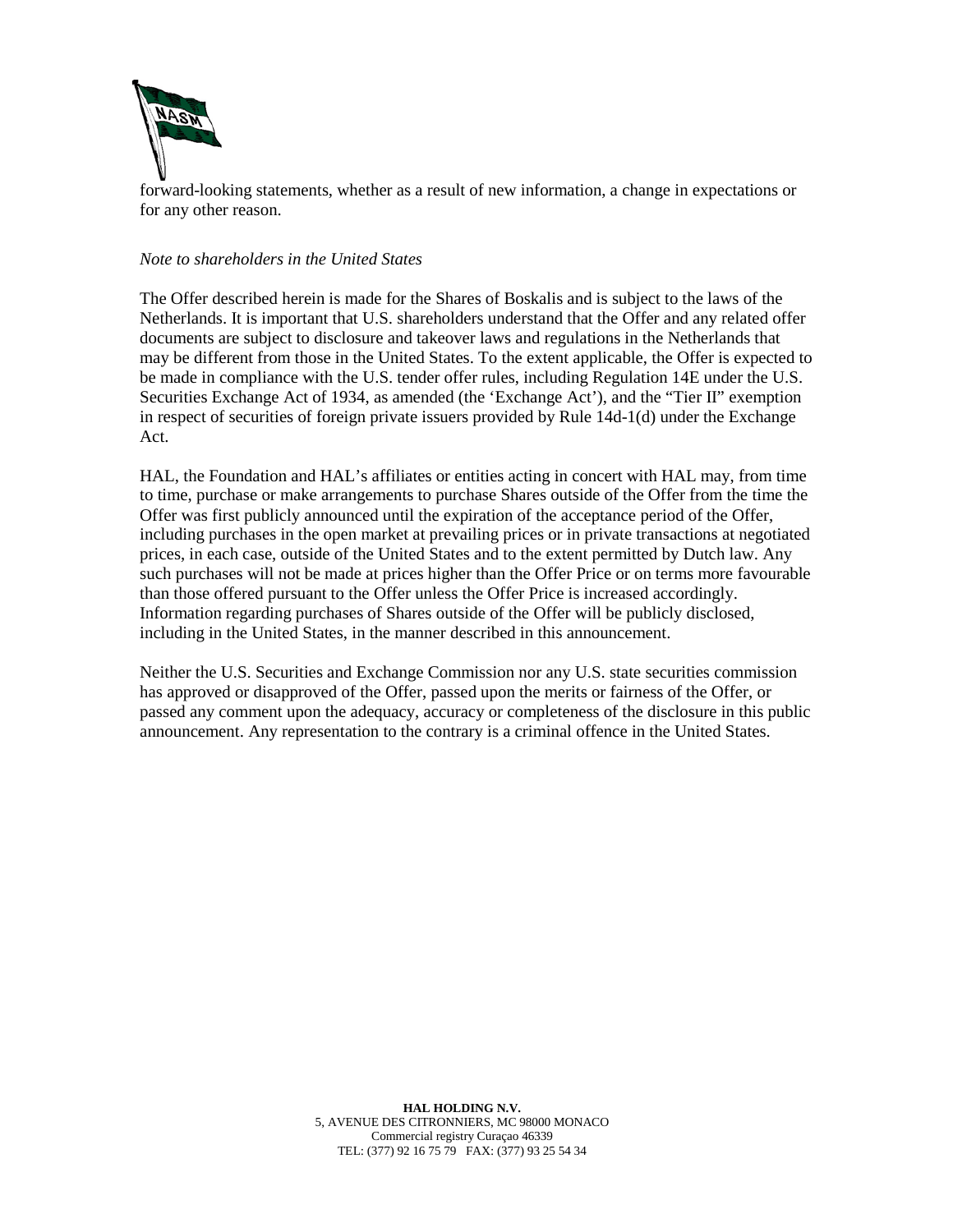forward-looking statements, whether as a result of new information, a change in expectations or for any other reason.

*Note to shareholders in the United States*

The Offer described herein is made for the Shares of Boskalis and is subject to the laws of the Netherlands. It is important that U.S. shareholders understand that the Offer and any related offer documents are subject to disclosure and takeover laws and regulations in the Netherlands that may be different from those in the United States. To the extent applicable, the Offer is expected to be made in compliance with the U.S. tender offer rules, including Regulation 14E under the U.S. Securities Exchange Act of 1934, as amended (the 'Exchange Act'), and the "Tier II" exemption in respect of securities of foreign private issuers provided by Rule 14d-1(d) under the Exchange Act.

HAL, the Foundation and HAL's affiliates or entities acting in concert with HAL may, from time to time, purchase or make arrangements to purchase Shares outside of the Offer from the time the Offer was first publicly announced until the expiration of the acceptance period of the Offer, including purchases in the open market at prevailing prices or in private transactions at negotiated prices, in each case, outside of the United States and to the extent permitted by Dutch law. Any such purchases will not be made at prices higher than the Offer Price or on terms more favourable than those offered pursuant to the Offer unless the Offer Price is increased accordingly. Information regarding purchases of Shares outside of the Offer will be publicly disclosed, including in the United States, in the manner described in this announcement.

Neither the U.S. Securities and Exchange Commission nor any U.S. state securities commission has approved or disapproved of the Offer, passed upon the merits or fairness of the Offer, or passed any comment upon the adequacy, accuracy or completeness of the disclosure in this public announcement. Any representation to the contrary is a criminal offence in the United States.